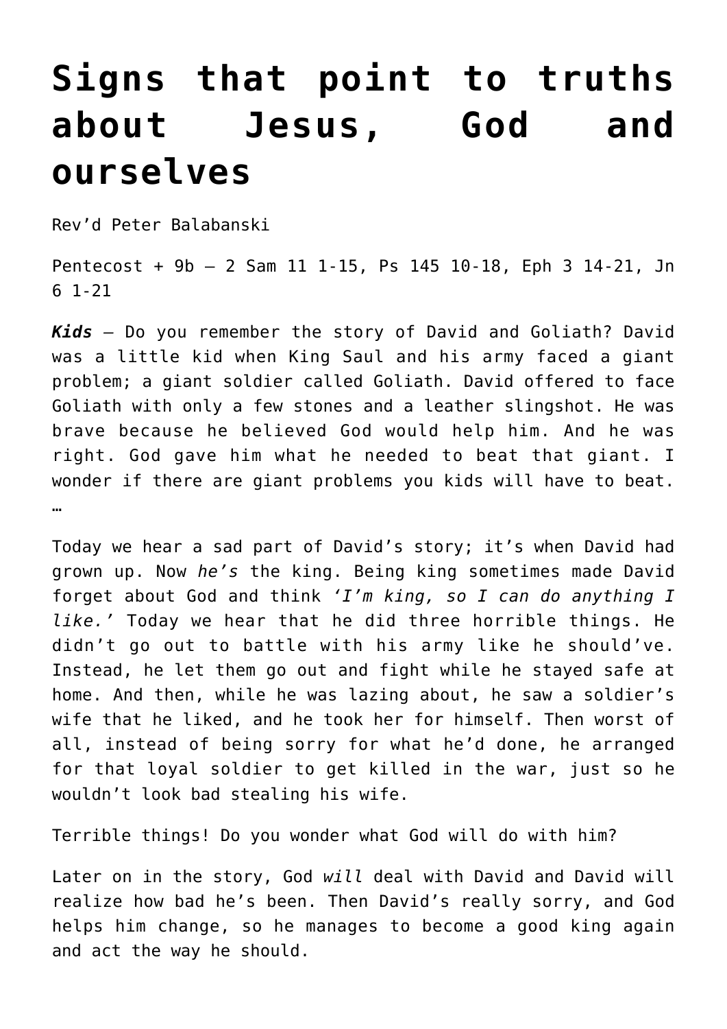# Signs that point to truths about Jesus, God and ourselves

Rev'd Peter Balabanski

Pentecost + 9b – 2 Sam 11 1-15, Ps 145 10-18, Eph 3 14-21, Jn 6 1-21

***Kids*** – Do you remember the story of David and Goliath? David was a little kid when King Saul and his army faced a giant problem; a giant soldier called Goliath. David offered to face Goliath with only a few stones and a leather slingshot. He was brave because he believed God would help him. And he was right. God gave him what he needed to beat that giant. I wonder if there are giant problems you kids will have to beat. …

Today we hear a sad part of David's story; it's when David had grown up. Now *he's* the king. Being king sometimes made David forget about God and think *'I'm king, so I can do anything I like.'* Today we hear that he did three horrible things. He didn't go out to battle with his army like he should've. Instead, he let them go out and fight while he stayed safe at home. And then, while he was lazing about, he saw a soldier's wife that he liked, and he took her for himself. Then worst of all, instead of being sorry for what he'd done, he arranged for that loyal soldier to get killed in the war, just so he wouldn't look bad stealing his wife.

Terrible things! Do you wonder what God will do with him?

Later on in the story, God *will* deal with David and David will realize how bad he's been. Then David's really sorry, and God helps him change, so he manages to become a good king again and act the way he should.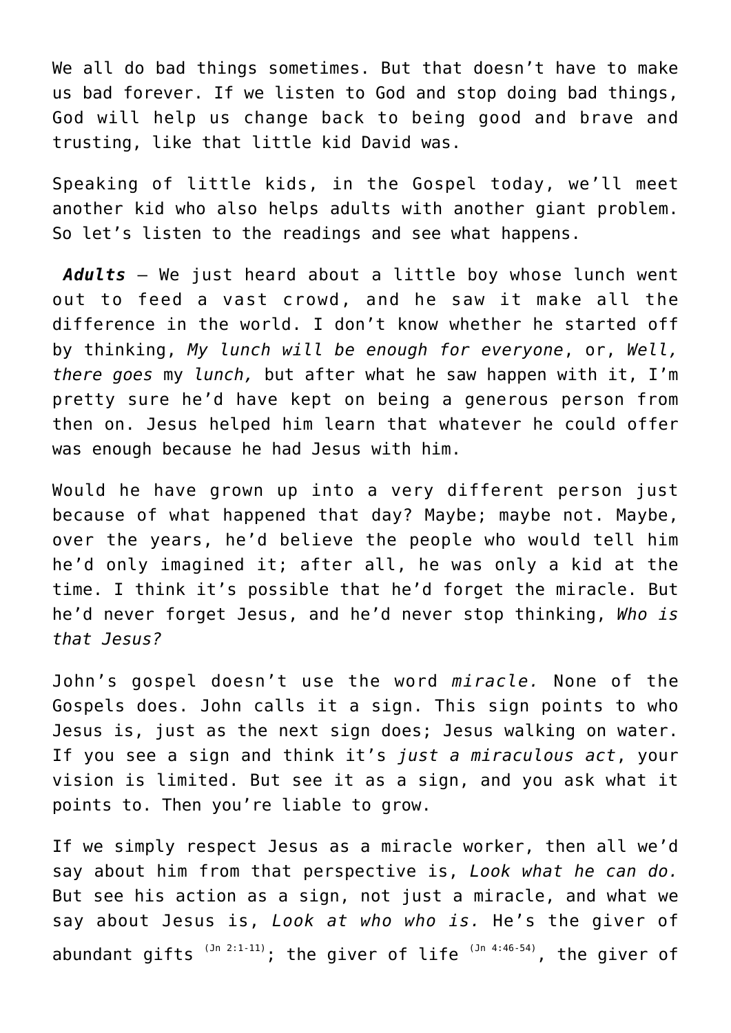We all do bad things sometimes. But that doesn't have to make us bad forever. If we listen to God and stop doing bad things, God will help us change back to being good and brave and trusting, like that little kid David was.

Speaking of little kids, in the Gospel today, we'll meet another kid who also helps adults with another giant problem. So let's listen to the readings and see what happens.

***Adults*** – We just heard about a little boy whose lunch went out to feed a vast crowd, and he saw it make all the difference in the world. I don't know whether he started off by thinking, *My lunch will be enough for everyone*, or, *Well, there goes* my *lunch,* but after what he saw happen with it, I'm pretty sure he'd have kept on being a generous person from then on. Jesus helped him learn that whatever he could offer was enough because he had Jesus with him.

Would he have grown up into a very different person just because of what happened that day? Maybe; maybe not. Maybe, over the years, he'd believe the people who would tell him he'd only imagined it; after all, he was only a kid at the time. I think it's possible that he'd forget the miracle. But he'd never forget Jesus, and he'd never stop thinking, *Who is that Jesus?*

John's gospel doesn't use the word *miracle.* None of the Gospels does. John calls it a sign. This sign points to who Jesus is, just as the next sign does; Jesus walking on water. If you see a sign and think it's *just a miraculous act*, your vision is limited. But see it as a sign, and you ask what it points to. Then you're liable to grow.

If we simply respect Jesus as a miracle worker, then all we'd say about him from that perspective is, *Look what he can do.* But see his action as a sign, not just a miracle, and what we say about Jesus is, *Look at who who is.* He's the giver of abundant gifts (Jn 2:1-11); the giver of life (Jn 4:46-54), the giver of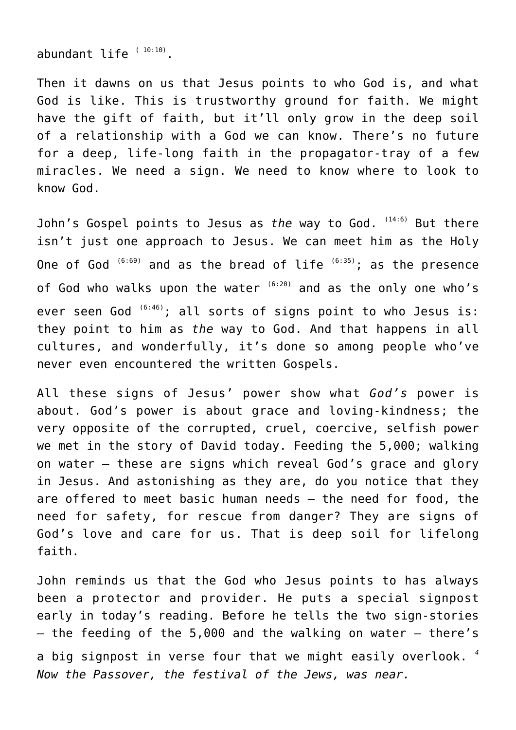abundant life [10:10].

Then it dawns on us that Jesus points to who God is, and what God is like. This is trustworthy ground for faith. We might have the gift of faith, but it'll only grow in the deep soil of a relationship with a God we can know. There's no future for a deep, life-long faith in the propagator-tray of a few miracles. We need a sign. We need to know where to look to know God.

John's Gospel points to Jesus as *the* way to God. [14:6] But there isn't just one approach to Jesus. We can meet him as the Holy One of God [6:69] and as the bread of life [6:35]; as the presence of God who walks upon the water [6:20] and as the only one who's ever seen God [6:46]; all sorts of signs point to who Jesus is: they point to him as *the* way to God. And that happens in all cultures, and wonderfully, it's done so among people who've never even encountered the written Gospels.

All these signs of Jesus' power show what *God's* power is about. God's power is about grace and loving-kindness; the very opposite of the corrupted, cruel, coercive, selfish power we met in the story of David today. Feeding the 5,000; walking on water – these are signs which reveal God's grace and glory in Jesus. And astonishing as they are, do you notice that they are offered to meet basic human needs – the need for food, the need for safety, for rescue from danger? They are signs of God's love and care for us. That is deep soil for lifelong faith.

John reminds us that the God who Jesus points to has always been a protector and provider. He puts a special signpost early in today's reading. Before he tells the two sign-stories – the feeding of the 5,000 and the walking on water – there's a big signpost in verse four that we might easily overlook. [4] *Now the Passover, the festival of the Jews, was near.*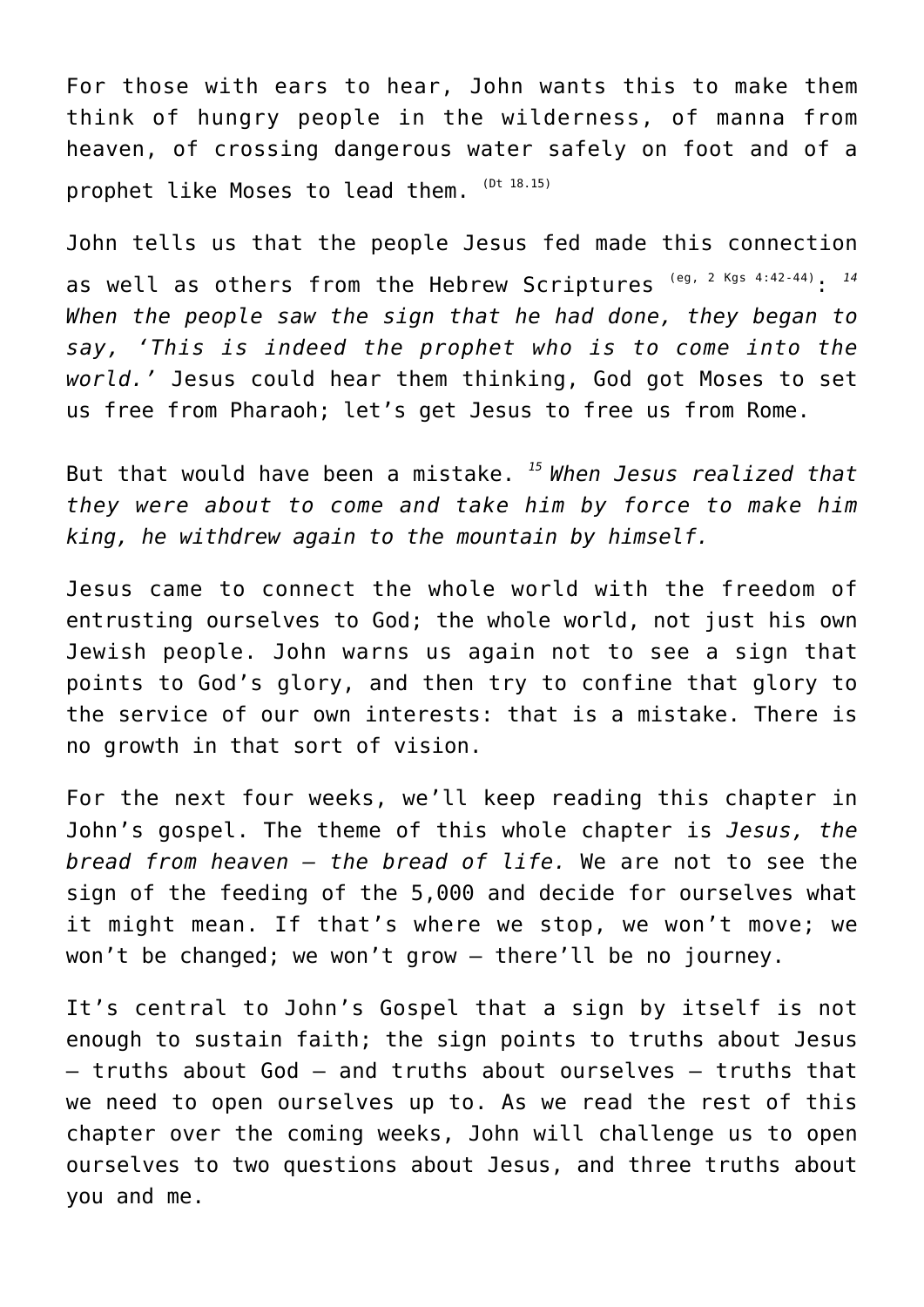For those with ears to hear, John wants this to make them think of hungry people in the wilderness, of manna from heaven, of crossing dangerous water safely on foot and of a prophet like Moses to lead them. (Dt 18.15)

John tells us that the people Jesus fed made this connection as well as others from the Hebrew Scriptures (eg, 2 Kgs 4:42-44): *14 When the people saw the sign that he had done, they began to say, 'This is indeed the prophet who is to come into the world.'* Jesus could hear them thinking, God got Moses to set us free from Pharaoh; let's get Jesus to free us from Rome.

But that would have been a mistake. *15 When Jesus realized that they were about to come and take him by force to make him king, he withdrew again to the mountain by himself.*

Jesus came to connect the whole world with the freedom of entrusting ourselves to God; the whole world, not just his own Jewish people. John warns us again not to see a sign that points to God's glory, and then try to confine that glory to the service of our own interests: that is a mistake. There is no growth in that sort of vision.

For the next four weeks, we'll keep reading this chapter in John's gospel. The theme of this whole chapter is *Jesus, the bread from heaven – the bread of life.* We are not to see the sign of the feeding of the 5,000 and decide for ourselves what it might mean. If that's where we stop, we won't move; we won't be changed; we won't grow – there'll be no journey.

It's central to John's Gospel that a sign by itself is not enough to sustain faith; the sign points to truths about Jesus – truths about God – and truths about ourselves – truths that we need to open ourselves up to. As we read the rest of this chapter over the coming weeks, John will challenge us to open ourselves to two questions about Jesus, and three truths about you and me.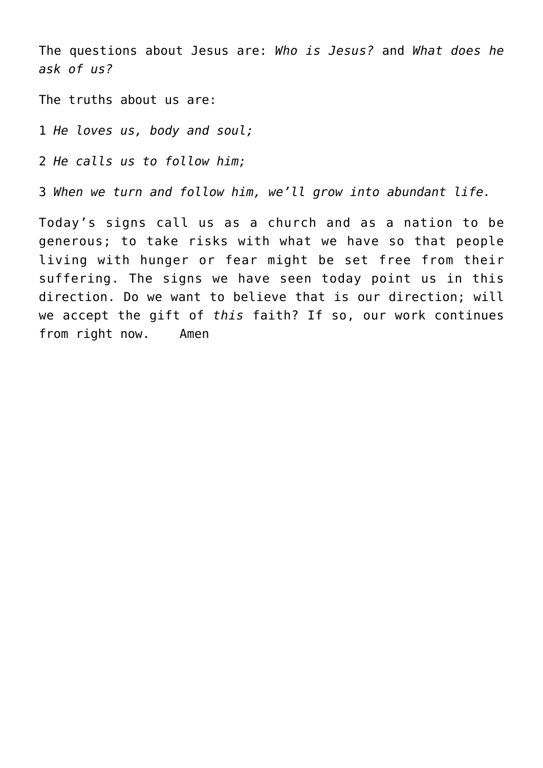The questions about Jesus are: *Who is Jesus?* and *What does he ask of us?*

The truths about us are:

1 *He loves us, body and soul;*

2 *He calls us to follow him;*

3 *When we turn and follow him, we'll grow into abundant life.*

Today's signs call us as a church and as a nation to be generous; to take risks with what we have so that people living with hunger or fear might be set free from their suffering. The signs we have seen today point us in this direction. Do we want to believe that is our direction; will we accept the gift of *this* faith? If so, our work continues from right now.    Amen